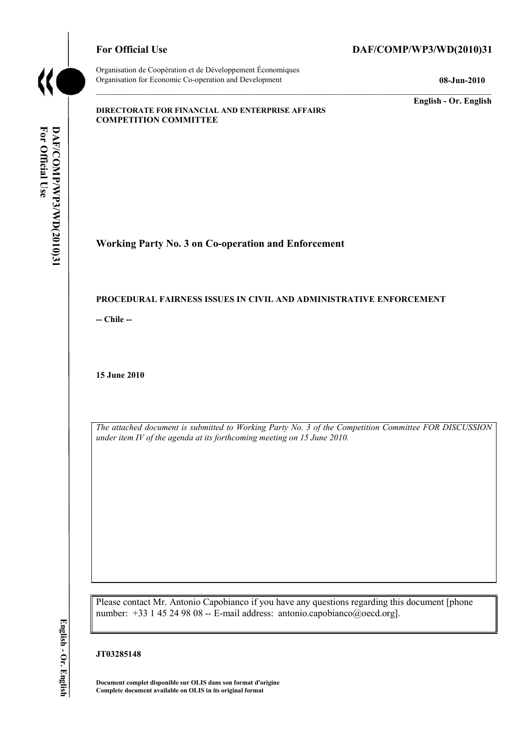**For Official Use** **DAF/COMP/WP3/WD(2010)31**

Organisation de Coopération et de Développement Économiques
Organisation for Economic Co-operation and Development **08-Jun-2010**

**English - Or. English**

**DIRECTORATE FOR FINANCIAL AND ENTERPRISE AFFAIRS**
**COMPETITION COMMITTEE**

## Working Party No. 3 on Co-operation and Enforcement

**PROCEDURAL FAIRNESS ISSUES IN CIVIL AND ADMINISTRATIVE ENFORCEMENT**

**-- Chile --**

**15 June 2010**

*The attached document is submitted to Working Party No. 3 of the Competition Committee FOR DISCUSSION under item IV of the agenda at its forthcoming meeting on 15 June 2010.*

Please contact Mr. Antonio Capobianco if you have any questions regarding this document [phone number: +33 1 45 24 98 08 -- E-mail address: antonio.capobianco@oecd.org].

**JT03285148**

**Document complet disponible sur OLIS dans son format d'origine**
**Complete document available on OLIS in its original format**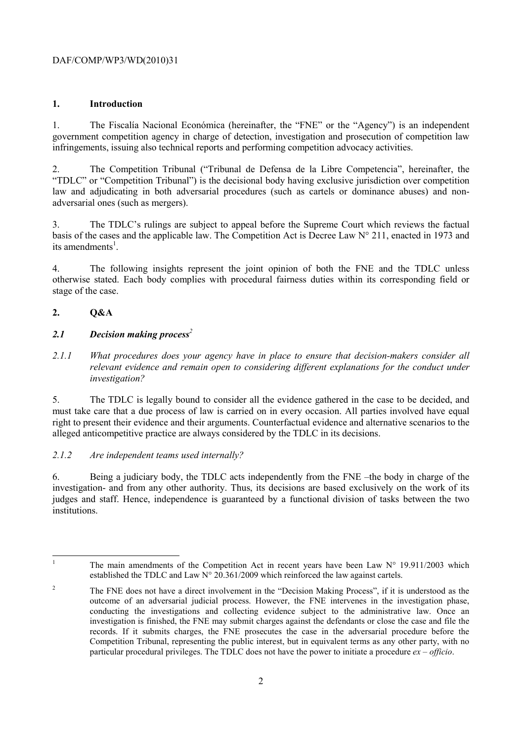## 1. Introduction

1. The Fiscalía Nacional Económica (hereinafter, the "FNE" or the "Agency") is an independent government competition agency in charge of detection, investigation and prosecution of competition law infringements, issuing also technical reports and performing competition advocacy activities.

2. The Competition Tribunal ("Tribunal de Defensa de la Libre Competencia", hereinafter, the "TDLC" or "Competition Tribunal") is the decisional body having exclusive jurisdiction over competition law and adjudicating in both adversarial procedures (such as cartels or dominance abuses) and non-adversarial ones (such as mergers).

3. The TDLC's rulings are subject to appeal before the Supreme Court which reviews the factual basis of the cases and the applicable law. The Competition Act is Decree Law N° 211, enacted in 1973 and its amendments[1].

4. The following insights represent the joint opinion of both the FNE and the TDLC unless otherwise stated. Each body complies with procedural fairness duties within its corresponding field or stage of the case.

## 2. Q&A

### *2.1 Decision making process*[2]

*2.1.1 What procedures does your agency have in place to ensure that decision-makers consider all relevant evidence and remain open to considering different explanations for the conduct under investigation?*

5. The TDLC is legally bound to consider all the evidence gathered in the case to be decided, and must take care that a due process of law is carried on in every occasion. All parties involved have equal right to present their evidence and their arguments. Counterfactual evidence and alternative scenarios to the alleged anticompetitive practice are always considered by the TDLC in its decisions.

*2.1.2 Are independent teams used internally?*

6. Being a judiciary body, the TDLC acts independently from the FNE –the body in charge of the investigation- and from any other authority. Thus, its decisions are based exclusively on the work of its judges and staff. Hence, independence is guaranteed by a functional division of tasks between the two institutions.

---

[1] The main amendments of the Competition Act in recent years have been Law N° 19.911/2003 which established the TDLC and Law N° 20.361/2009 which reinforced the law against cartels.

[2] The FNE does not have a direct involvement in the "Decision Making Process", if it is understood as the outcome of an adversarial judicial process. However, the FNE intervenes in the investigation phase, conducting the investigations and collecting evidence subject to the administrative law. Once an investigation is finished, the FNE may submit charges against the defendants or close the case and file the records. If it submits charges, the FNE prosecutes the case in the adversarial procedure before the Competition Tribunal, representing the public interest, but in equivalent terms as any other party, with no particular procedural privileges. The TDLC does not have the power to initiate a procedure *ex – officio*.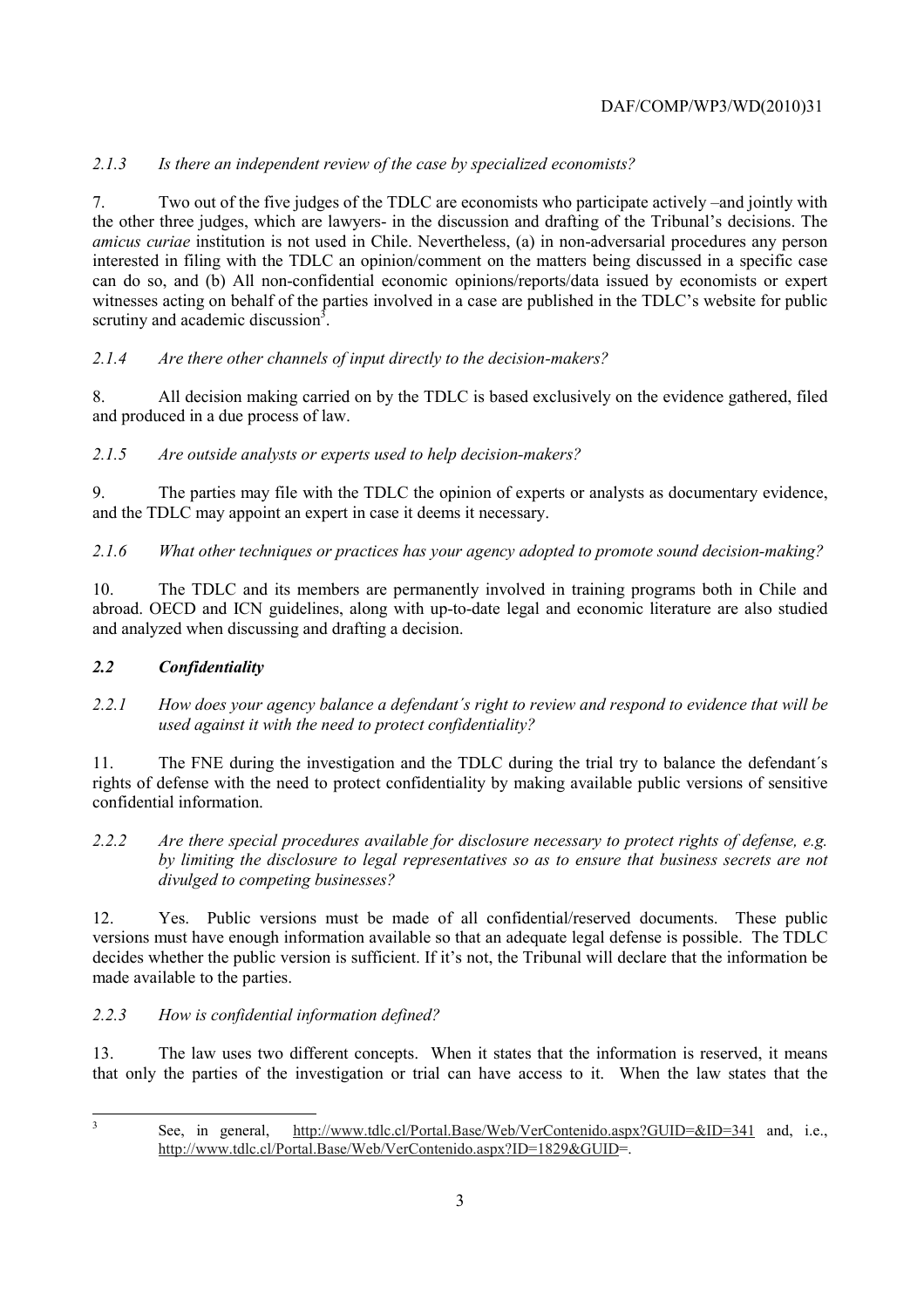*2.1.3 Is there an independent review of the case by specialized economists?*

7. Two out of the five judges of the TDLC are economists who participate actively –and jointly with the other three judges, which are lawyers- in the discussion and drafting of the Tribunal's decisions. The *amicus curiae* institution is not used in Chile. Nevertheless, (a) in non-adversarial procedures any person interested in filing with the TDLC an opinion/comment on the matters being discussed in a specific case can do so, and (b) All non-confidential economic opinions/reports/data issued by economists or expert witnesses acting on behalf of the parties involved in a case are published in the TDLC's website for public scrutiny and academic discussion[3].

*2.1.4 Are there other channels of input directly to the decision-makers?*

8. All decision making carried on by the TDLC is based exclusively on the evidence gathered, filed and produced in a due process of law.

*2.1.5 Are outside analysts or experts used to help decision-makers?*

9. The parties may file with the TDLC the opinion of experts or analysts as documentary evidence, and the TDLC may appoint an expert in case it deems it necessary.

*2.1.6 What other techniques or practices has your agency adopted to promote sound decision-making?*

10. The TDLC and its members are permanently involved in training programs both in Chile and abroad. OECD and ICN guidelines, along with up-to-date legal and economic literature are also studied and analyzed when discussing and drafting a decision.

### *2.2 Confidentiality*

*2.2.1 How does your agency balance a defendant´s right to review and respond to evidence that will be used against it with the need to protect confidentiality?*

11. The FNE during the investigation and the TDLC during the trial try to balance the defendant´s rights of defense with the need to protect confidentiality by making available public versions of sensitive confidential information.

*2.2.2 Are there special procedures available for disclosure necessary to protect rights of defense, e.g. by limiting the disclosure to legal representatives so as to ensure that business secrets are not divulged to competing businesses?*

12. Yes. Public versions must be made of all confidential/reserved documents. These public versions must have enough information available so that an adequate legal defense is possible. The TDLC decides whether the public version is sufficient. If it's not, the Tribunal will declare that the information be made available to the parties.

*2.2.3 How is confidential information defined?*

13. The law uses two different concepts. When it states that the information is reserved, it means that only the parties of the investigation or trial can have access to it. When the law states that the

[3] See, in general, http://www.tdlc.cl/Portal.Base/Web/VerContenido.aspx?GUID=&ID=341 and, i.e., http://www.tdlc.cl/Portal.Base/Web/VerContenido.aspx?ID=1829&GUID=.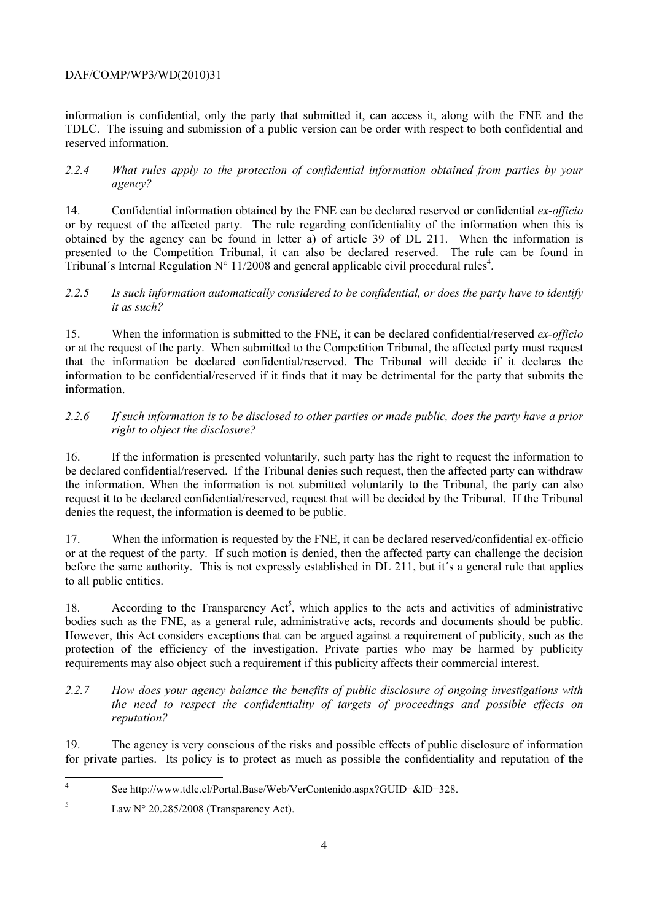information is confidential, only the party that submitted it, can access it, along with the FNE and the TDLC. The issuing and submission of a public version can be order with respect to both confidential and reserved information.

*2.2.4 What rules apply to the protection of confidential information obtained from parties by your agency?*

14. Confidential information obtained by the FNE can be declared reserved or confidential *ex-officio* or by request of the affected party. The rule regarding confidentiality of the information when this is obtained by the agency can be found in letter a) of article 39 of DL 211. When the information is presented to the Competition Tribunal, it can also be declared reserved. The rule can be found in Tribunal´s Internal Regulation N° 11/2008 and general applicable civil procedural rules[4].

*2.2.5 Is such information automatically considered to be confidential, or does the party have to identify it as such?*

15. When the information is submitted to the FNE, it can be declared confidential/reserved *ex-officio* or at the request of the party. When submitted to the Competition Tribunal, the affected party must request that the information be declared confidential/reserved. The Tribunal will decide if it declares the information to be confidential/reserved if it finds that it may be detrimental for the party that submits the information.

*2.2.6 If such information is to be disclosed to other parties or made public, does the party have a prior right to object the disclosure?*

16. If the information is presented voluntarily, such party has the right to request the information to be declared confidential/reserved. If the Tribunal denies such request, then the affected party can withdraw the information. When the information is not submitted voluntarily to the Tribunal, the party can also request it to be declared confidential/reserved, request that will be decided by the Tribunal. If the Tribunal denies the request, the information is deemed to be public.

17. When the information is requested by the FNE, it can be declared reserved/confidential ex-officio or at the request of the party. If such motion is denied, then the affected party can challenge the decision before the same authority. This is not expressly established in DL 211, but it´s a general rule that applies to all public entities.

18. According to the Transparency Act[5], which applies to the acts and activities of administrative bodies such as the FNE, as a general rule, administrative acts, records and documents should be public. However, this Act considers exceptions that can be argued against a requirement of publicity, such as the protection of the efficiency of the investigation. Private parties who may be harmed by publicity requirements may also object such a requirement if this publicity affects their commercial interest.

*2.2.7 How does your agency balance the benefits of public disclosure of ongoing investigations with the need to respect the confidentiality of targets of proceedings and possible effects on reputation?*

19. The agency is very conscious of the risks and possible effects of public disclosure of information for private parties. Its policy is to protect as much as possible the confidentiality and reputation of the

---

[4] See http://www.tdlc.cl/Portal.Base/Web/VerContenido.aspx?GUID=&ID=328.

[5] Law N° 20.285/2008 (Transparency Act).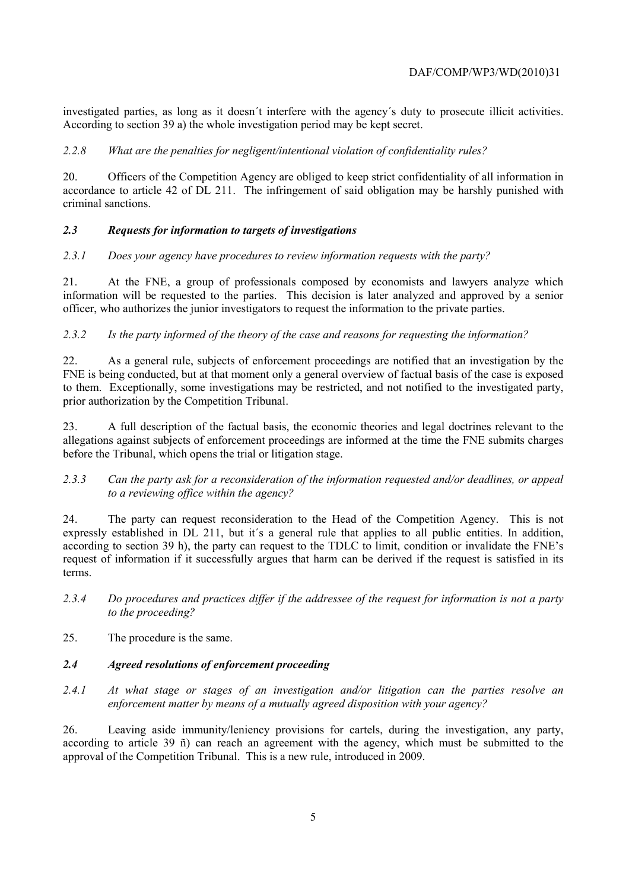investigated parties, as long as it doesn´t interfere with the agency´s duty to prosecute illicit activities. According to section 39 a) the whole investigation period may be kept secret.

### *2.2.8 What are the penalties for negligent/intentional violation of confidentiality rules?*

20. Officers of the Competition Agency are obliged to keep strict confidentiality of all information in accordance to article 42 of DL 211. The infringement of said obligation may be harshly punished with criminal sanctions.

## *2.3 Requests for information to targets of investigations*

### *2.3.1 Does your agency have procedures to review information requests with the party?*

21. At the FNE, a group of professionals composed by economists and lawyers analyze which information will be requested to the parties. This decision is later analyzed and approved by a senior officer, who authorizes the junior investigators to request the information to the private parties.

### *2.3.2 Is the party informed of the theory of the case and reasons for requesting the information?*

22. As a general rule, subjects of enforcement proceedings are notified that an investigation by the FNE is being conducted, but at that moment only a general overview of factual basis of the case is exposed to them. Exceptionally, some investigations may be restricted, and not notified to the investigated party, prior authorization by the Competition Tribunal.

23. A full description of the factual basis, the economic theories and legal doctrines relevant to the allegations against subjects of enforcement proceedings are informed at the time the FNE submits charges before the Tribunal, which opens the trial or litigation stage.

### *2.3.3 Can the party ask for a reconsideration of the information requested and/or deadlines, or appeal to a reviewing office within the agency?*

24. The party can request reconsideration to the Head of the Competition Agency. This is not expressly established in DL 211, but it´s a general rule that applies to all public entities. In addition, according to section 39 h), the party can request to the TDLC to limit, condition or invalidate the FNE's request of information if it successfully argues that harm can be derived if the request is satisfied in its terms.

### *2.3.4 Do procedures and practices differ if the addressee of the request for information is not a party to the proceeding?*

25. The procedure is the same.

## *2.4 Agreed resolutions of enforcement proceeding*

### *2.4.1 At what stage or stages of an investigation and/or litigation can the parties resolve an enforcement matter by means of a mutually agreed disposition with your agency?*

26. Leaving aside immunity/leniency provisions for cartels, during the investigation, any party, according to article 39 ñ) can reach an agreement with the agency, which must be submitted to the approval of the Competition Tribunal. This is a new rule, introduced in 2009.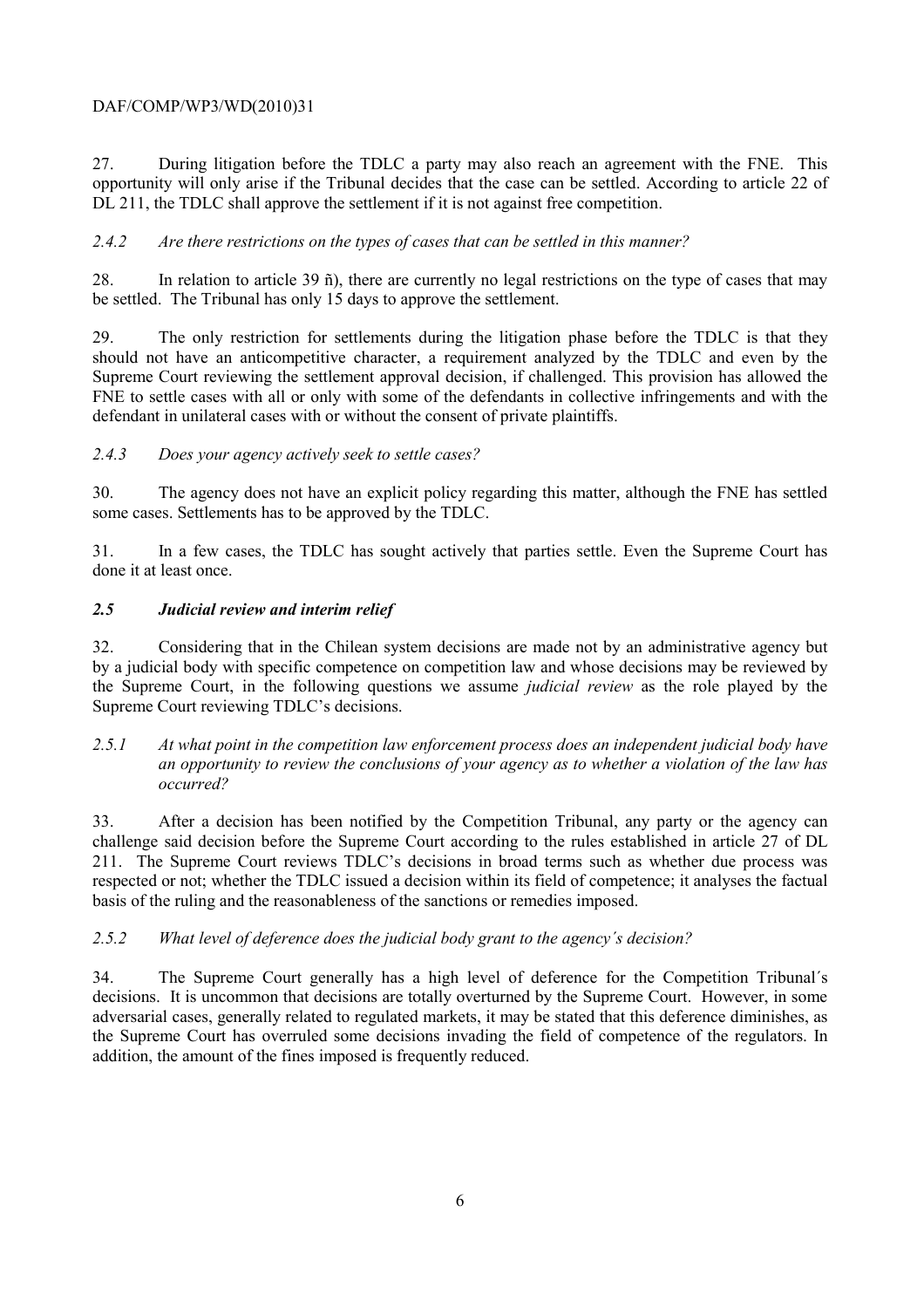27. During litigation before the TDLC a party may also reach an agreement with the FNE. This opportunity will only arise if the Tribunal decides that the case can be settled. According to article 22 of DL 211, the TDLC shall approve the settlement if it is not against free competition.

*2.4.2 Are there restrictions on the types of cases that can be settled in this manner?*

28. In relation to article 39 ñ), there are currently no legal restrictions on the type of cases that may be settled. The Tribunal has only 15 days to approve the settlement.

29. The only restriction for settlements during the litigation phase before the TDLC is that they should not have an anticompetitive character, a requirement analyzed by the TDLC and even by the Supreme Court reviewing the settlement approval decision, if challenged. This provision has allowed the FNE to settle cases with all or only with some of the defendants in collective infringements and with the defendant in unilateral cases with or without the consent of private plaintiffs.

*2.4.3 Does your agency actively seek to settle cases?*

30. The agency does not have an explicit policy regarding this matter, although the FNE has settled some cases. Settlements has to be approved by the TDLC.

31. In a few cases, the TDLC has sought actively that parties settle. Even the Supreme Court has done it at least once.

### *2.5 Judicial review and interim relief*

32. Considering that in the Chilean system decisions are made not by an administrative agency but by a judicial body with specific competence on competition law and whose decisions may be reviewed by the Supreme Court, in the following questions we assume *judicial review* as the role played by the Supreme Court reviewing TDLC's decisions.

*2.5.1 At what point in the competition law enforcement process does an independent judicial body have an opportunity to review the conclusions of your agency as to whether a violation of the law has occurred?*

33. After a decision has been notified by the Competition Tribunal, any party or the agency can challenge said decision before the Supreme Court according to the rules established in article 27 of DL 211. The Supreme Court reviews TDLC's decisions in broad terms such as whether due process was respected or not; whether the TDLC issued a decision within its field of competence; it analyses the factual basis of the ruling and the reasonableness of the sanctions or remedies imposed.

*2.5.2 What level of deference does the judicial body grant to the agency´s decision?*

34. The Supreme Court generally has a high level of deference for the Competition Tribunal´s decisions. It is uncommon that decisions are totally overturned by the Supreme Court. However, in some adversarial cases, generally related to regulated markets, it may be stated that this deference diminishes, as the Supreme Court has overruled some decisions invading the field of competence of the regulators. In addition, the amount of the fines imposed is frequently reduced.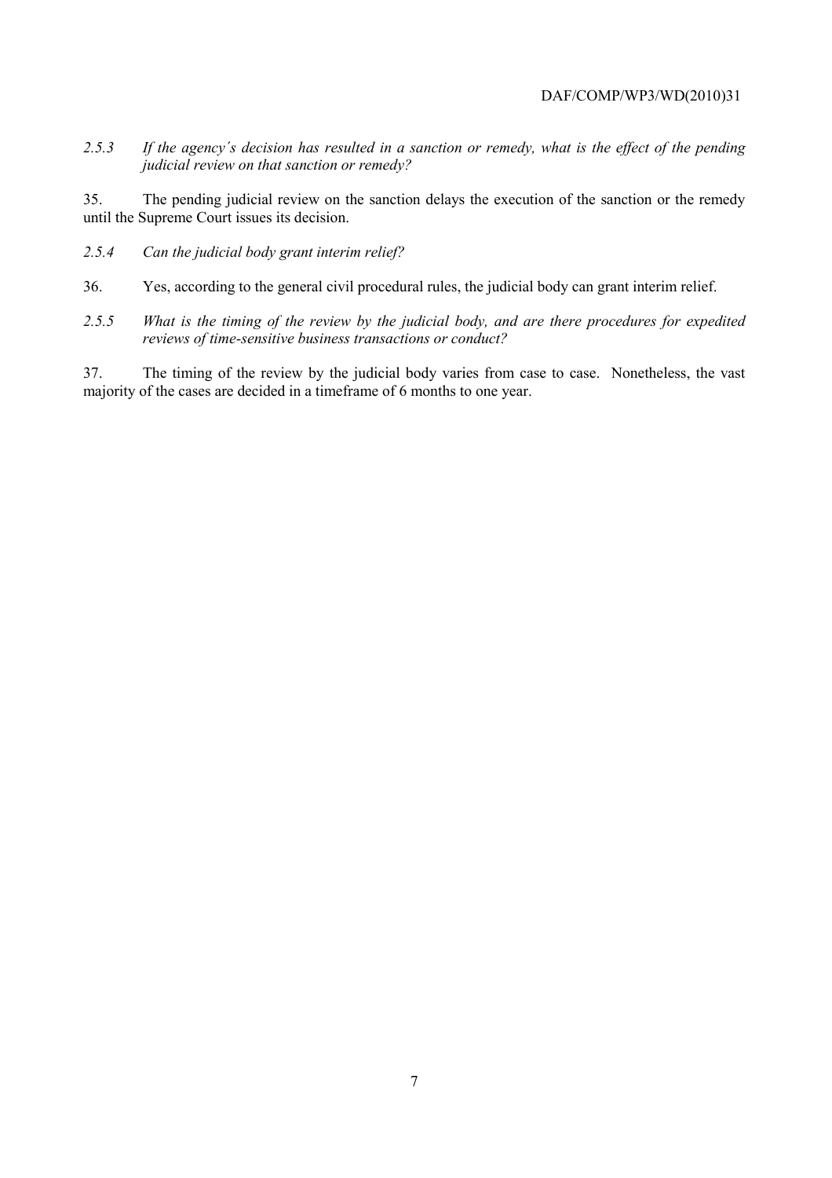*2.5.3 If the agency´s decision has resulted in a sanction or remedy, what is the effect of the pending judicial review on that sanction or remedy?*

35. The pending judicial review on the sanction delays the execution of the sanction or the remedy until the Supreme Court issues its decision.

*2.5.4 Can the judicial body grant interim relief?*

36. Yes, according to the general civil procedural rules, the judicial body can grant interim relief.

*2.5.5 What is the timing of the review by the judicial body, and are there procedures for expedited reviews of time-sensitive business transactions or conduct?*

37. The timing of the review by the judicial body varies from case to case. Nonetheless, the vast majority of the cases are decided in a timeframe of 6 months to one year.